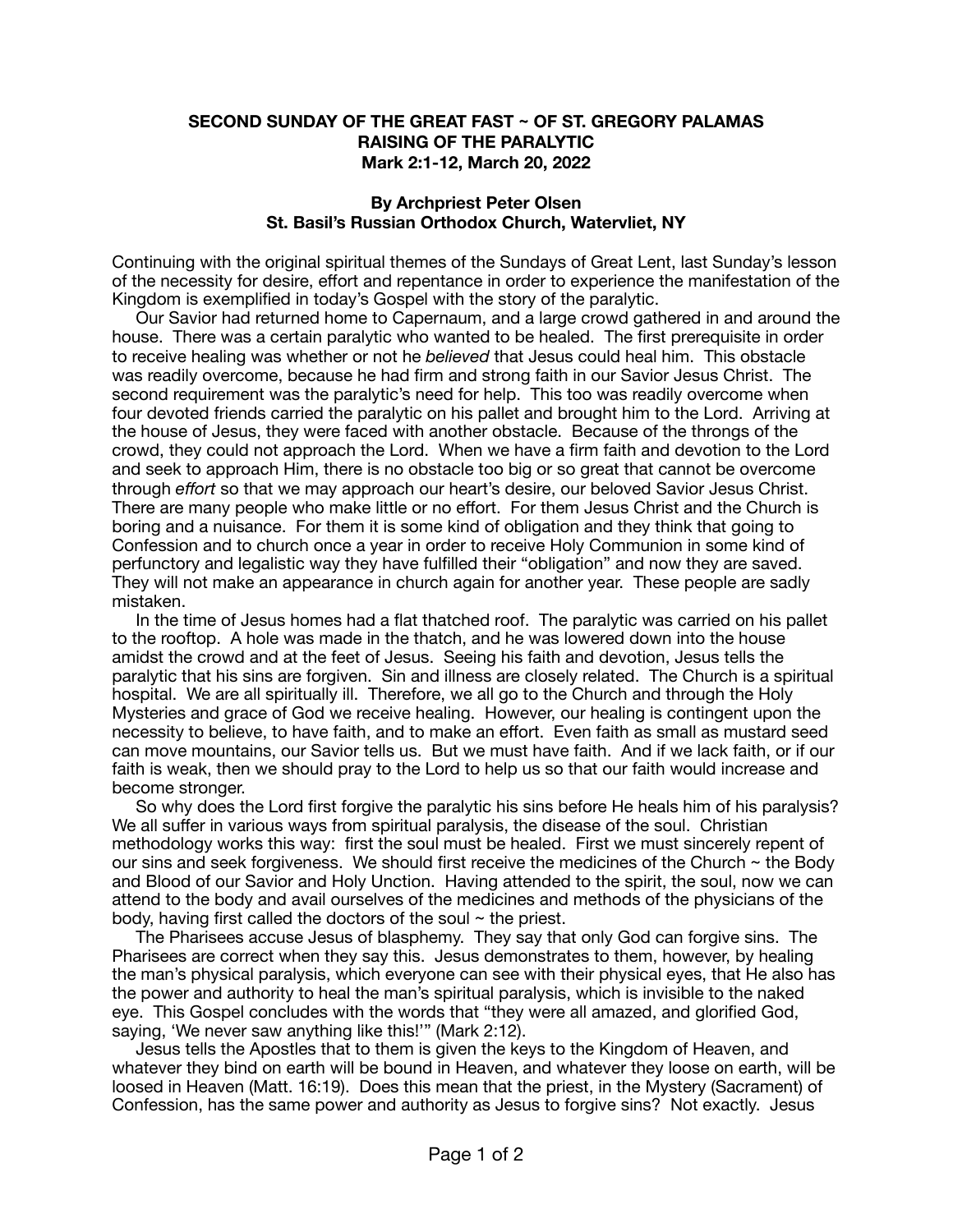**SECOND SUNDAY OF THE GREAT FAST ~ OF ST. GREGORY PALAMAS**
**RAISING OF THE PARALYTIC**
**Mark 2:1-12, March 20, 2022**

**By Archpriest Peter Olsen**
**St. Basil's Russian Orthodox Church, Watervliet, NY**

Continuing with the original spiritual themes of the Sundays of Great Lent, last Sunday's lesson of the necessity for desire, effort and repentance in order to experience the manifestation of the Kingdom is exemplified in today's Gospel with the story of the paralytic.

Our Savior had returned home to Capernaum, and a large crowd gathered in and around the house. There was a certain paralytic who wanted to be healed. The first prerequisite in order to receive healing was whether or not he *believed* that Jesus could heal him. This obstacle was readily overcome, because he had firm and strong faith in our Savior Jesus Christ. The second requirement was the paralytic's need for help. This too was readily overcome when four devoted friends carried the paralytic on his pallet and brought him to the Lord. Arriving at the house of Jesus, they were faced with another obstacle. Because of the throngs of the crowd, they could not approach the Lord. When we have a firm faith and devotion to the Lord and seek to approach Him, there is no obstacle too big or so great that cannot be overcome through *effort* so that we may approach our heart's desire, our beloved Savior Jesus Christ. There are many people who make little or no effort. For them Jesus Christ and the Church is boring and a nuisance. For them it is some kind of obligation and they think that going to Confession and to church once a year in order to receive Holy Communion in some kind of perfunctory and legalistic way they have fulfilled their "obligation" and now they are saved. They will not make an appearance in church again for another year. These people are sadly mistaken.

In the time of Jesus homes had a flat thatched roof. The paralytic was carried on his pallet to the rooftop. A hole was made in the thatch, and he was lowered down into the house amidst the crowd and at the feet of Jesus. Seeing his faith and devotion, Jesus tells the paralytic that his sins are forgiven. Sin and illness are closely related. The Church is a spiritual hospital. We are all spiritually ill. Therefore, we all go to the Church and through the Holy Mysteries and grace of God we receive healing. However, our healing is contingent upon the necessity to believe, to have faith, and to make an effort. Even faith as small as mustard seed can move mountains, our Savior tells us. But we must have faith. And if we lack faith, or if our faith is weak, then we should pray to the Lord to help us so that our faith would increase and become stronger.

So why does the Lord first forgive the paralytic his sins before He heals him of his paralysis? We all suffer in various ways from spiritual paralysis, the disease of the soul. Christian methodology works this way: first the soul must be healed. First we must sincerely repent of our sins and seek forgiveness. We should first receive the medicines of the Church ~ the Body and Blood of our Savior and Holy Unction. Having attended to the spirit, the soul, now we can attend to the body and avail ourselves of the medicines and methods of the physicians of the body, having first called the doctors of the soul ~ the priest.

The Pharisees accuse Jesus of blasphemy. They say that only God can forgive sins. The Pharisees are correct when they say this. Jesus demonstrates to them, however, by healing the man's physical paralysis, which everyone can see with their physical eyes, that He also has the power and authority to heal the man's spiritual paralysis, which is invisible to the naked eye. This Gospel concludes with the words that "they were all amazed, and glorified God, saying, 'We never saw anything like this!'" (Mark 2:12).

Jesus tells the Apostles that to them is given the keys to the Kingdom of Heaven, and whatever they bind on earth will be bound in Heaven, and whatever they loose on earth, will be loosed in Heaven (Matt. 16:19). Does this mean that the priest, in the Mystery (Sacrament) of Confession, has the same power and authority as Jesus to forgive sins? Not exactly. Jesus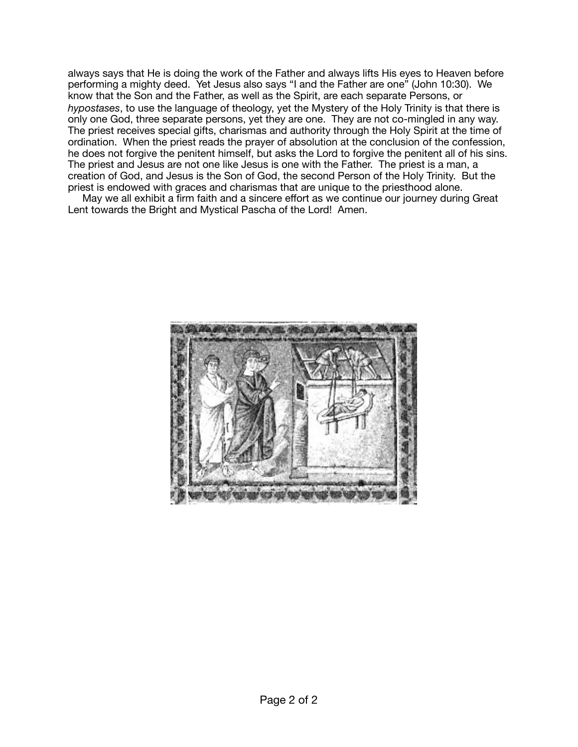always says that He is doing the work of the Father and always lifts His eyes to Heaven before performing a mighty deed. Yet Jesus also says "I and the Father are one" (John 10:30). We know that the Son and the Father, as well as the Spirit, are each separate Persons, or *hypostases*, to use the language of theology, yet the Mystery of the Holy Trinity is that there is only one God, three separate persons, yet they are one. They are not co-mingled in any way. The priest receives special gifts, charismas and authority through the Holy Spirit at the time of ordination. When the priest reads the prayer of absolution at the conclusion of the confession, he does not forgive the penitent himself, but asks the Lord to forgive the penitent all of his sins. The priest and Jesus are not one like Jesus is one with the Father. The priest is a man, a creation of God, and Jesus is the Son of God, the second Person of the Holy Trinity. But the priest is endowed with graces and charismas that are unique to the priesthood alone.

May we all exhibit a firm faith and a sincere effort as we continue our journey during Great Lent towards the Bright and Mystical Pascha of the Lord! Amen.